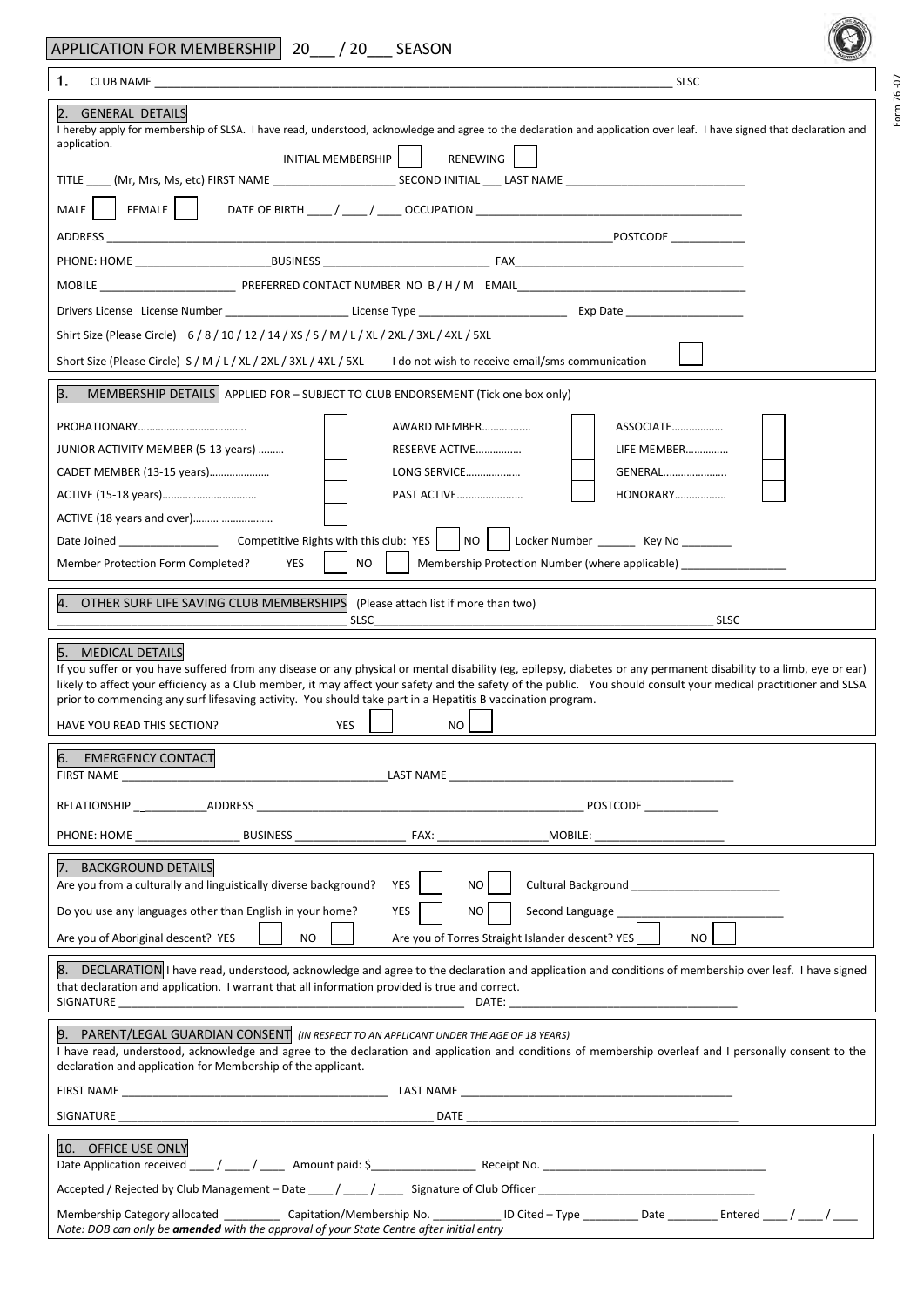# APPLICATION FOR MEMBERSHIP 20___ / 20___ SEASON

Form 76 -07

**1.** CLUB NAME ________________________________________ SLSC

## 2. GENERAL DETAILS

I hereby apply for membership of SLSA. I have read, understood, acknowledge and agree to the declaration and application over leaf. I have signed that declaration and application.

INITIAL MEMBERSHIP ☐ RENEWING ☐

TITLE ____ (Mr, Mrs, Ms, etc) FIRST NAME ____________ SECOND INITIAL ___ LAST NAME ____________

MALE ☐ FEMALE ☐ DATE OF BIRTH ____ / ____ / ____ OCCUPATION ____________

ADDRESS ________________________________________ POSTCODE ____________

PHONE: HOME ____________ BUSINESS ____________ FAX ____________

MOBILE ____________ PREFERRED CONTACT NUMBER NO B / H / M EMAIL ____________

Drivers License License Number ____________ License Type ____________ Exp Date ____________

Shirt Size (Please Circle) 6 / 8 / 10 / 12 / 14 / XS / S / M / L / XL / 2XL / 3XL / 4XL / 5XL

Short Size (Please Circle) S / M / L / XL / 2XL / 3XL / 4XL / 5XL I do not wish to receive email/sms communication ☐

## 3. MEMBERSHIP DETAILS

APPLIED FOR – SUBJECT TO CLUB ENDORSEMENT (Tick one box only)

| | | | | | |
|---|---|---|---|---|---|
| PROBATIONARY………………………… | ☐ | AWARD MEMBER…………… | ☐ | ASSOCIATE……………… | ☐ |
| JUNIOR ACTIVITY MEMBER (5-13 years) ……… | ☐ | RESERVE ACTIVE…………… | ☐ | LIFE MEMBER…………… | ☐ |
| CADET MEMBER (13-15 years)………………… | ☐ | LONG SERVICE……………… | ☐ | GENERAL………………… | ☐ |
| ACTIVE (15-18 years)…………………………… | ☐ | PAST ACTIVE………………… | ☐ | HONORARY……………… | ☐ |
| ACTIVE (18 years and over)……… ……………… | ☐ | | | | |

Date Joined ____________ Competitive Rights with this club: YES ☐ NO ☐ Locker Number ______ Key No ________

Member Protection Form Completed? YES ☐ NO ☐ Membership Protection Number (where applicable) ____________

## 4. OTHER SURF LIFE SAVING CLUB MEMBERSHIPS

(Please attach list if more than two)

____________________ SLSC ____________________ SLSC

## 5. MEDICAL DETAILS

If you suffer or you have suffered from any disease or any physical or mental disability (eg, epilepsy, diabetes or any permanent disability to a limb, eye or ear) likely to affect your efficiency as a Club member, it may affect your safety and the safety of the public. You should consult your medical practitioner and SLSA prior to commencing any surf lifesaving activity. You should take part in a Hepatitis B vaccination program.

HAVE YOU READ THIS SECTION? YES ☐ NO ☐

## 6. EMERGENCY CONTACT

FIRST NAME ____________________ LAST NAME ____________________

RELATIONSHIP ____________ ADDRESS ____________________ POSTCODE ____________

PHONE: HOME ____________ BUSINESS ____________ FAX: ____________ MOBILE: ____________

## 7. BACKGROUND DETAILS

Are you from a culturally and linguistically diverse background? YES ☐ NO ☐ Cultural Background ____________

Do you use any languages other than English in your home? YES ☐ NO ☐ Second Language ____________

Are you of Aboriginal descent? YES ☐ NO ☐ Are you of Torres Straight Islander descent? YES ☐ NO ☐

## 8. DECLARATION

I have read, understood, acknowledge and agree to the declaration and application and conditions of membership over leaf. I have signed that declaration and application. I warrant that all information provided is true and correct.

SIGNATURE ____________________ DATE: ____________

## 9. PARENT/LEGAL GUARDIAN CONSENT

*(IN RESPECT TO AN APPLICANT UNDER THE AGE OF 18 YEARS)*

I have read, understood, acknowledge and agree to the declaration and application and conditions of membership overleaf and I personally consent to the declaration and application for Membership of the applicant.

FIRST NAME ____________________ LAST NAME ____________________

SIGNATURE ____________________ DATE ____________________

## 10. OFFICE USE ONLY

Date Application received ____ / ____ / ____ Amount paid: $____________ Receipt No. ____________

Accepted / Rejected by Club Management – Date ____ / ____ / ____ Signature of Club Officer ____________

Membership Category allocated ________ Capitation/Membership No. ________ ID Cited – Type ________ Date ________ Entered ____ / ____ / ____

*Note: DOB can only be **amended** with the approval of your State Centre after initial entry*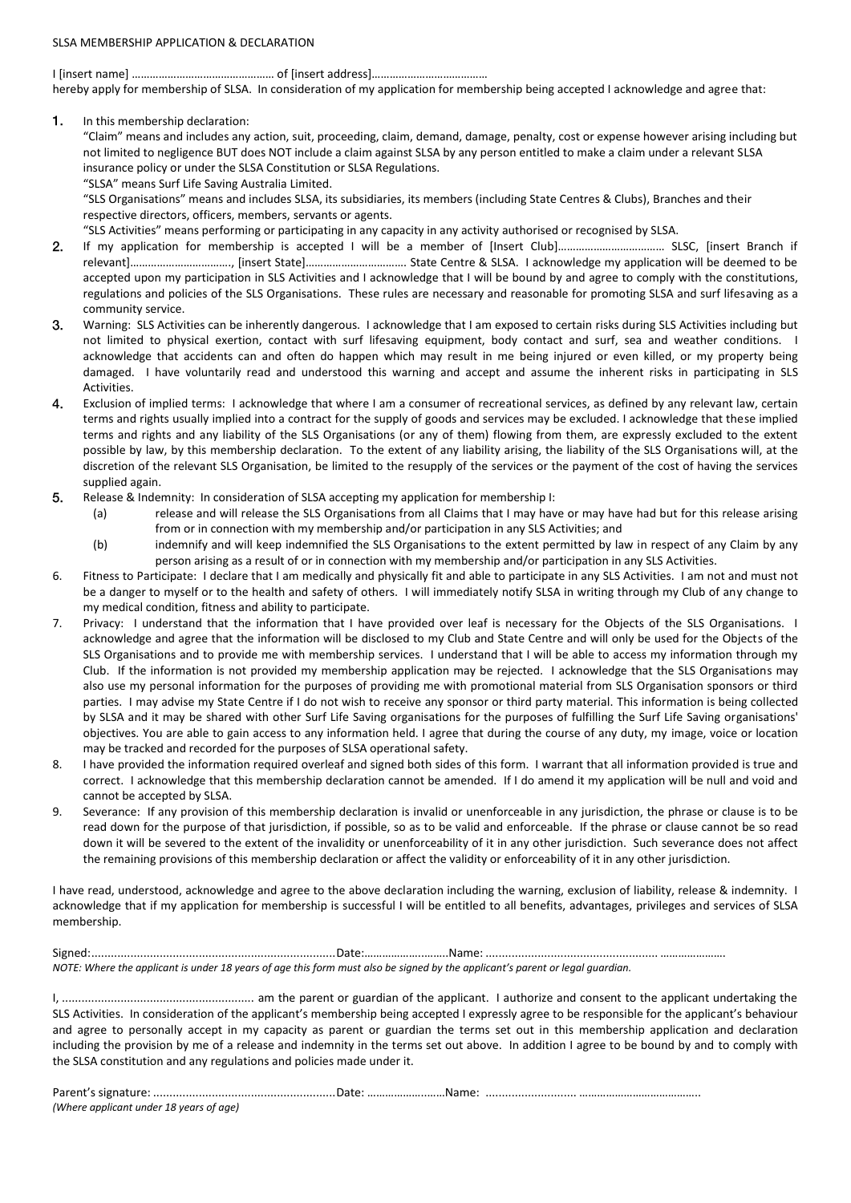SLSA MEMBERSHIP APPLICATION & DECLARATION

I [insert name] ………………………………………… of [insert address]…………………………………
hereby apply for membership of SLSA. In consideration of my application for membership being accepted I acknowledge and agree that:

1. In this membership declaration:
   "Claim" means and includes any action, suit, proceeding, claim, demand, damage, penalty, cost or expense however arising including but not limited to negligence BUT does NOT include a claim against SLSA by any person entitled to make a claim under a relevant SLSA insurance policy or under the SLSA Constitution or SLSA Regulations.
   "SLSA" means Surf Life Saving Australia Limited.
   "SLS Organisations" means and includes SLSA, its subsidiaries, its members (including State Centres & Clubs), Branches and their respective directors, officers, members, servants or agents.
   "SLS Activities" means performing or participating in any capacity in any activity authorised or recognised by SLSA.
2. If my application for membership is accepted I will be a member of [Insert Club]……………………………… SLSC, [insert Branch if relevant]……………………………., [insert State]……………………………. State Centre & SLSA. I acknowledge my application will be deemed to be accepted upon my participation in SLS Activities and I acknowledge that I will be bound by and agree to comply with the constitutions, regulations and policies of the SLS Organisations. These rules are necessary and reasonable for promoting SLSA and surf lifesaving as a community service.
3. Warning: SLS Activities can be inherently dangerous. I acknowledge that I am exposed to certain risks during SLS Activities including but not limited to physical exertion, contact with surf lifesaving equipment, body contact and surf, sea and weather conditions. I acknowledge that accidents can and often do happen which may result in me being injured or even killed, or my property being damaged. I have voluntarily read and understood this warning and accept and assume the inherent risks in participating in SLS Activities.
4. Exclusion of implied terms: I acknowledge that where I am a consumer of recreational services, as defined by any relevant law, certain terms and rights usually implied into a contract for the supply of goods and services may be excluded. I acknowledge that these implied terms and rights and any liability of the SLS Organisations (or any of them) flowing from them, are expressly excluded to the extent possible by law, by this membership declaration. To the extent of any liability arising, the liability of the SLS Organisations will, at the discretion of the relevant SLS Organisation, be limited to the resupply of the services or the payment of the cost of having the services supplied again.
5. Release & Indemnity: In consideration of SLSA accepting my application for membership I:
   (a) release and will release the SLS Organisations from all Claims that I may have or may have had but for this release arising from or in connection with my membership and/or participation in any SLS Activities; and
   (b) indemnify and will keep indemnified the SLS Organisations to the extent permitted by law in respect of any Claim by any person arising as a result of or in connection with my membership and/or participation in any SLS Activities.
6. Fitness to Participate: I declare that I am medically and physically fit and able to participate in any SLS Activities. I am not and must not be a danger to myself or to the health and safety of others. I will immediately notify SLSA in writing through my Club of any change to my medical condition, fitness and ability to participate.
7. Privacy: I understand that the information that I have provided over leaf is necessary for the Objects of the SLS Organisations. I acknowledge and agree that the information will be disclosed to my Club and State Centre and will only be used for the Objects of the SLS Organisations and to provide me with membership services. I understand that I will be able to access my information through my Club. If the information is not provided my membership application may be rejected. I acknowledge that the SLS Organisations may also use my personal information for the purposes of providing me with promotional material from SLS Organisation sponsors or third parties. I may advise my State Centre if I do not wish to receive any sponsor or third party material. This information is being collected by SLSA and it may be shared with other Surf Life Saving organisations for the purposes of fulfilling the Surf Life Saving organisations' objectives. You are able to gain access to any information held. I agree that during the course of any duty, my image, voice or location may be tracked and recorded for the purposes of SLSA operational safety.
8. I have provided the information required overleaf and signed both sides of this form. I warrant that all information provided is true and correct. I acknowledge that this membership declaration cannot be amended. If I do amend it my application will be null and void and cannot be accepted by SLSA.
9. Severance: If any provision of this membership declaration is invalid or unenforceable in any jurisdiction, the phrase or clause is to be read down for the purpose of that jurisdiction, if possible, so as to be valid and enforceable. If the phrase or clause cannot be so read down it will be severed to the extent of the invalidity or unenforceability of it in any other jurisdiction. Such severance does not affect the remaining provisions of this membership declaration or affect the validity or enforceability of it in any other jurisdiction.

I have read, understood, acknowledge and agree to the above declaration including the warning, exclusion of liability, release & indemnity. I acknowledge that if my application for membership is successful I will be entitled to all benefits, advantages, privileges and services of SLSA membership.

Signed:...........................................................................Date:..........................Name: ..................................................... ....................

*NOTE: Where the applicant is under 18 years of age this form must also be signed by the applicant's parent or legal guardian.*

I, .......................................................... am the parent or guardian of the applicant. I authorize and consent to the applicant undertaking the SLS Activities. In consideration of the applicant's membership being accepted I expressly agree to be responsible for the applicant's behaviour and agree to personally accept in my capacity as parent or guardian the terms set out in this membership application and declaration including the provision by me of a release and indemnity in the terms set out above. In addition I agree to be bound by and to comply with the SLSA constitution and any regulations and policies made under it.

Parent's signature: .......................................................Date: ........................Name: ........................... ....................................

*(Where applicant under 18 years of age)*